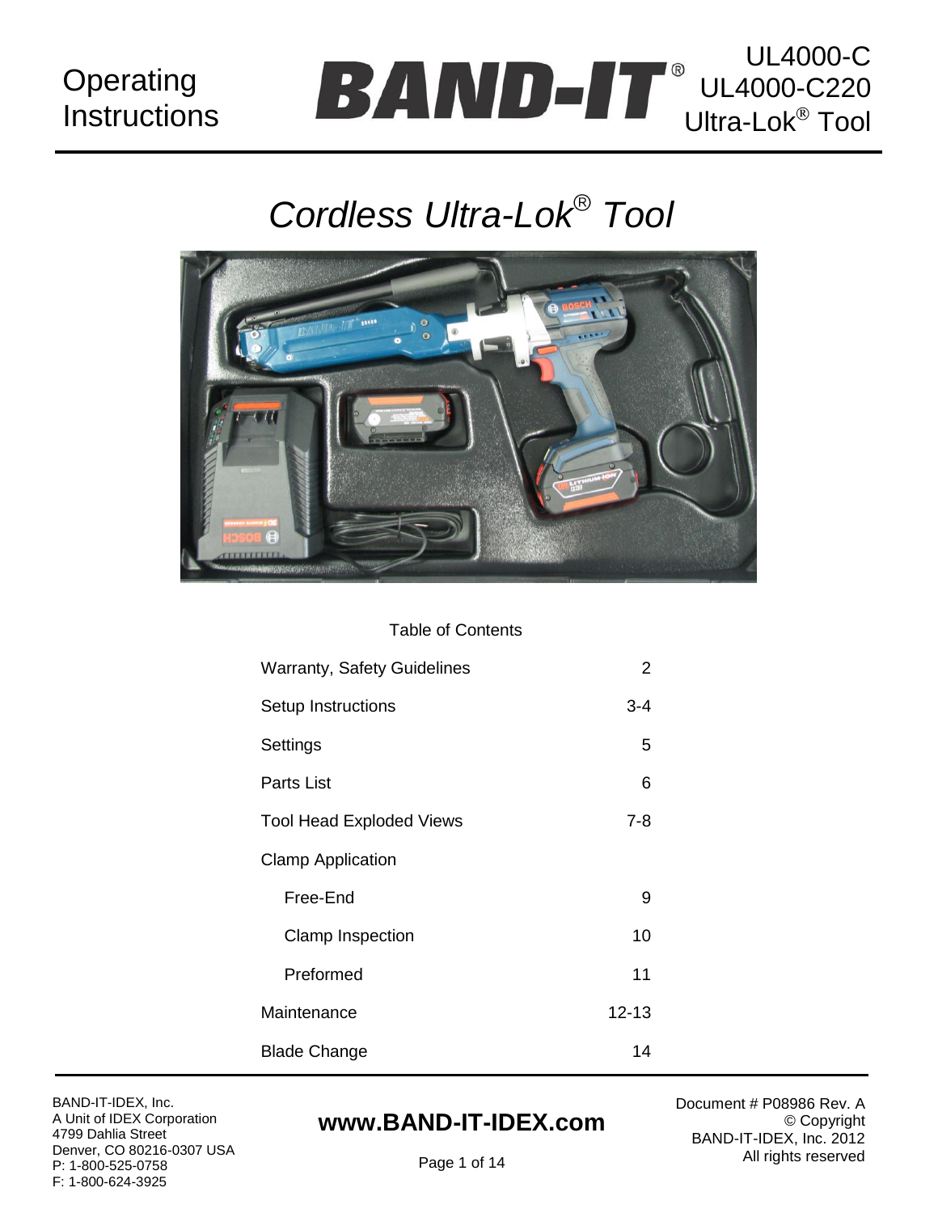Operating Instructions

**BAND-IT®**

UL4000-C
UL4000-C220
Ultra-Lok® Tool

# *Cordless Ultra-Lok® Tool*

Table of Contents

| Section | Page |
|---|---|
| Warranty, Safety Guidelines | 2 |
| Setup Instructions | 3-4 |
| Settings | 5 |
| Parts List | 6 |
| Tool Head Exploded Views | 7-8 |
| Clamp Application | |
| Free-End | 9 |
| Clamp Inspection | 10 |
| Preformed | 11 |
| Maintenance | 12-13 |
| Blade Change | 14 |

BAND-IT-IDEX, Inc.
A Unit of IDEX Corporation
4799 Dahlia Street
Denver, CO 80216-0307 USA
P: 1-800-525-0758
F: 1-800-624-3925

**www.BAND-IT-IDEX.com**

Document # P08986 Rev. A
© Copyright
BAND-IT-IDEX, Inc. 2012
All rights reserved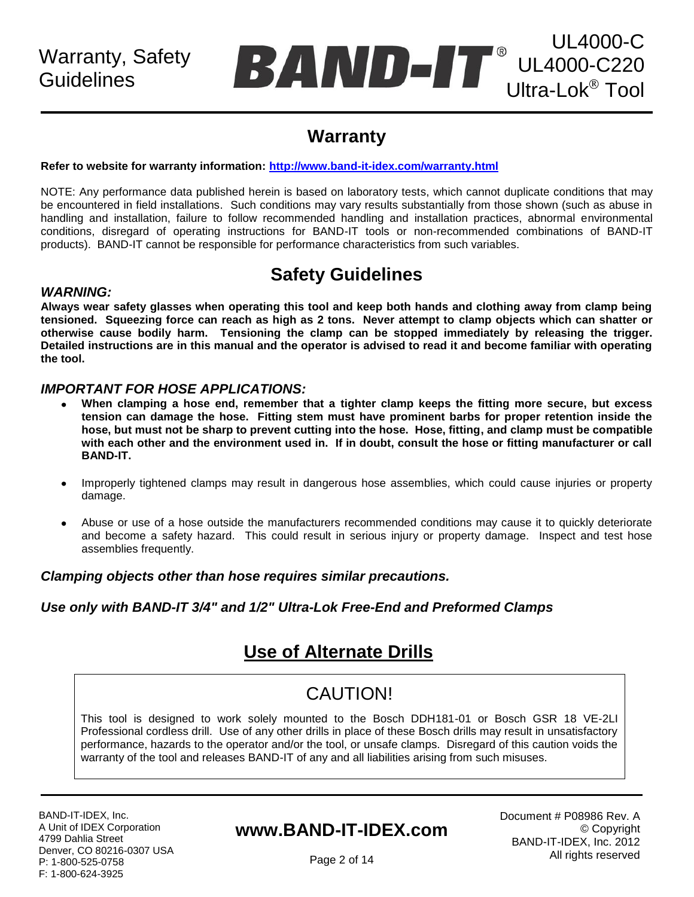## Warranty

**Refer to website for warranty information: [http://www.band-it-idex.com/warranty.html](http://www.band-it-idex.com/warranty.html)**

NOTE: Any performance data published herein is based on laboratory tests, which cannot duplicate conditions that may be encountered in field installations. Such conditions may vary results substantially from those shown (such as abuse in handling and installation, failure to follow recommended handling and installation practices, abnormal environmental conditions, disregard of operating instructions for BAND-IT tools or non-recommended combinations of BAND-IT products). BAND-IT cannot be responsible for performance characteristics from such variables.

## Safety Guidelines

***WARNING:***

**Always wear safety glasses when operating this tool and keep both hands and clothing away from clamp being tensioned. Squeezing force can reach as high as 2 tons. Never attempt to clamp objects which can shatter or otherwise cause bodily harm. Tensioning the clamp can be stopped immediately by releasing the trigger. Detailed instructions are in this manual and the operator is advised to read it and become familiar with operating the tool.**

***IMPORTANT FOR HOSE APPLICATIONS:***

- **When clamping a hose end, remember that a tighter clamp keeps the fitting more secure, but excess tension can damage the hose. Fitting stem must have prominent barbs for proper retention inside the hose, but must not be sharp to prevent cutting into the hose. Hose, fitting, and clamp must be compatible with each other and the environment used in. If in doubt, consult the hose or fitting manufacturer or call BAND-IT.**
- Improperly tightened clamps may result in dangerous hose assemblies, which could cause injuries or property damage.
- Abuse or use of a hose outside the manufacturers recommended conditions may cause it to quickly deteriorate and become a safety hazard. This could result in serious injury or property damage. Inspect and test hose assemblies frequently.

***Clamping objects other than hose requires similar precautions.***

***Use only with BAND-IT 3/4" and 1/2" Ultra-Lok Free-End and Preformed Clamps***

## Use of Alternate Drills

### CAUTION!

This tool is designed to work solely mounted to the Bosch DDH181-01 or Bosch GSR 18 VE-2LI Professional cordless drill. Use of any other drills in place of these Bosch drills may result in unsatisfactory performance, hazards to the operator and/or the tool, or unsafe clamps. Disregard of this caution voids the warranty of the tool and releases BAND-IT of any and all liabilities arising from such misuses.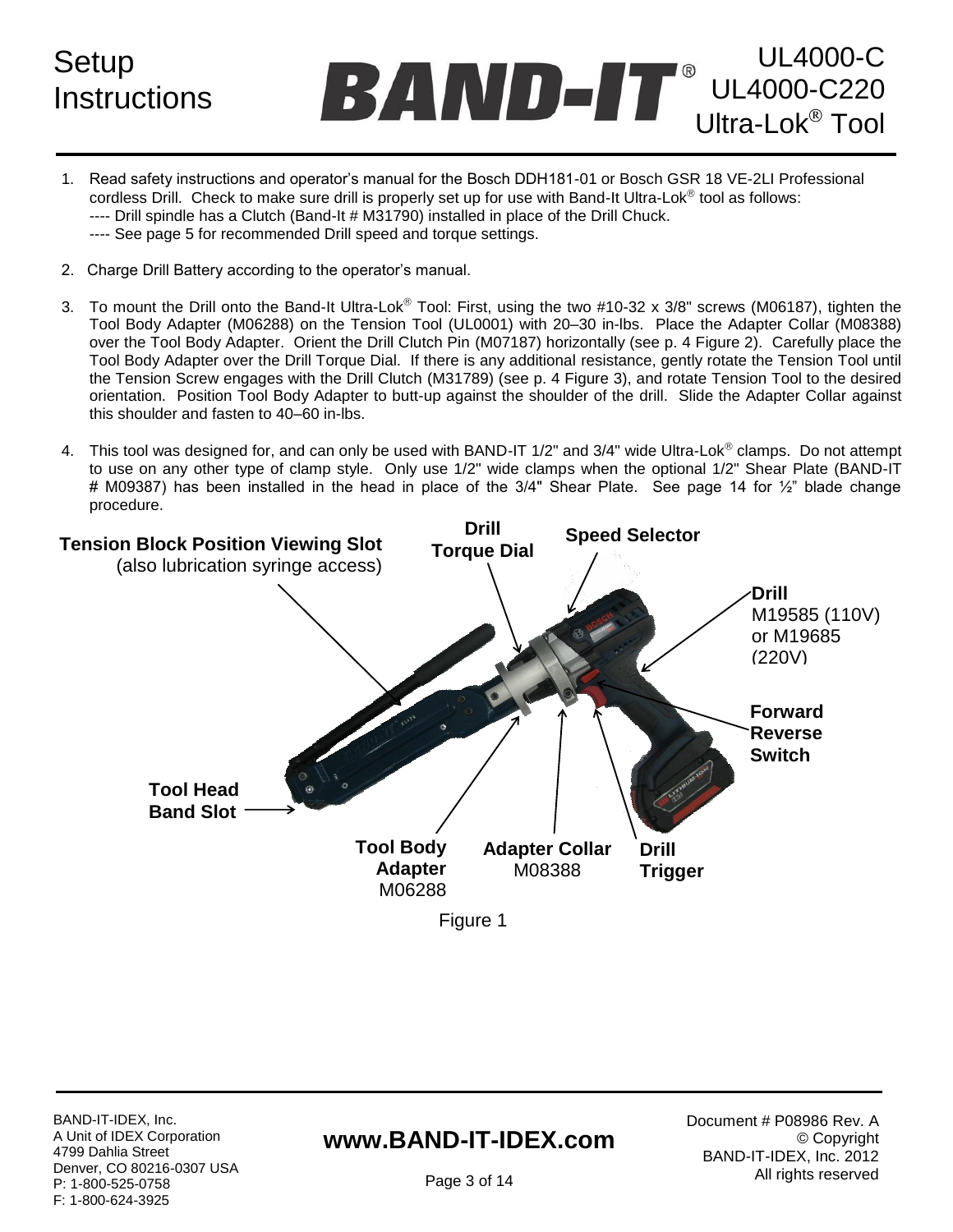# Setup Instructions

## UL4000-C UL4000-C220 Ultra-Lok® Tool

1. Read safety instructions and operator's manual for the Bosch DDH181-01 or Bosch GSR 18 VE-2LI Professional cordless Drill. Check to make sure drill is properly set up for use with Band-It Ultra-Lok® tool as follows:
   ---- Drill spindle has a Clutch (Band-It # M31790) installed in place of the Drill Chuck.
   ---- See page 5 for recommended Drill speed and torque settings.

2. Charge Drill Battery according to the operator's manual.

3. To mount the Drill onto the Band-It Ultra-Lok® Tool: First, using the two #10-32 x 3/8" screws (M06187), tighten the Tool Body Adapter (M06288) on the Tension Tool (UL0001) with 20–30 in-lbs. Place the Adapter Collar (M08388) over the Tool Body Adapter. Orient the Drill Clutch Pin (M07187) horizontally (see p. 4 Figure 2). Carefully place the Tool Body Adapter over the Drill Torque Dial. If there is any additional resistance, gently rotate the Tension Tool until the Tension Screw engages with the Drill Clutch (M31789) (see p. 4 Figure 3), and rotate Tension Tool to the desired orientation. Position Tool Body Adapter to butt-up against the shoulder of the drill. Slide the Adapter Collar against this shoulder and fasten to 40–60 in-lbs.

4. This tool was designed for, and can only be used with BAND-IT 1/2" and 3/4" wide Ultra-Lok® clamps. Do not attempt to use on any other type of clamp style. Only use 1/2" wide clamps when the optional 1/2" Shear Plate (BAND-IT # M09387) has been installed in the head in place of the 3/4" Shear Plate. See page 14 for ½" blade change procedure.

**Tension Block Position Viewing Slot** (also lubrication syringe access)

**Drill Torque Dial**

**Speed Selector**

**Drill** M19585 (110V) or M19685 (220V)

**Forward Reverse Switch**

**Tool Head Band Slot**

**Tool Body Adapter** M06288

**Adapter Collar** M08388

**Drill Trigger**

Figure 1

BAND-IT-IDEX, Inc.
A Unit of IDEX Corporation
4799 Dahlia Street
Denver, CO 80216-0307 USA
P: 1-800-525-0758
F: 1-800-624-3925

www.BAND-IT-IDEX.com

Document # P08986 Rev. A
© Copyright
BAND-IT-IDEX, Inc. 2012
All rights reserved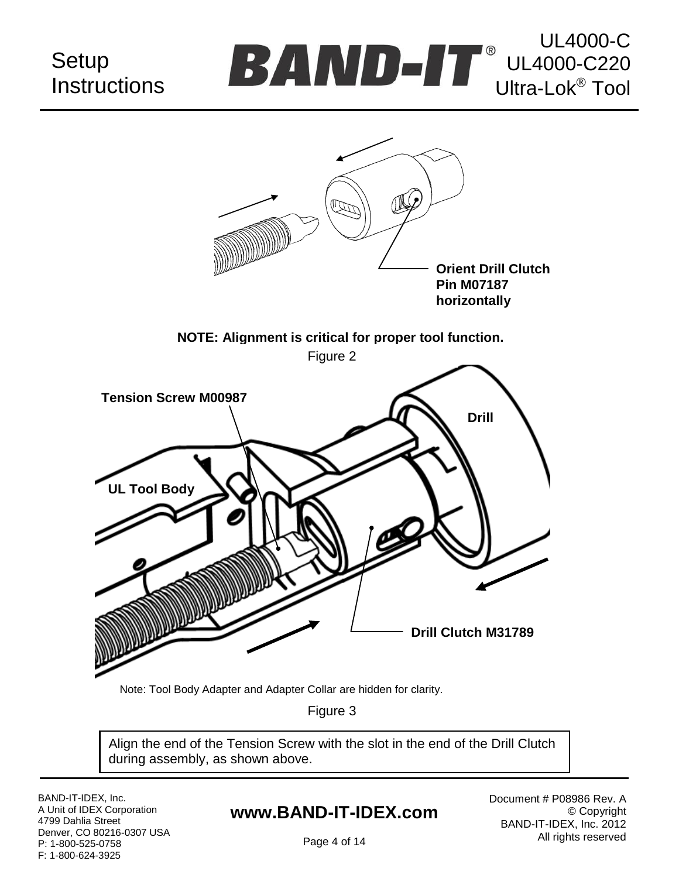Orient Drill Clutch Pin M07187 horizontally

**NOTE: Alignment is critical for proper tool function.**

Figure 2

Tension Screw M00987

Drill

UL Tool Body

Drill Clutch M31789

Note: Tool Body Adapter and Adapter Collar are hidden for clarity.

Figure 3

Align the end of the Tension Screw with the slot in the end of the Drill Clutch during assembly, as shown above.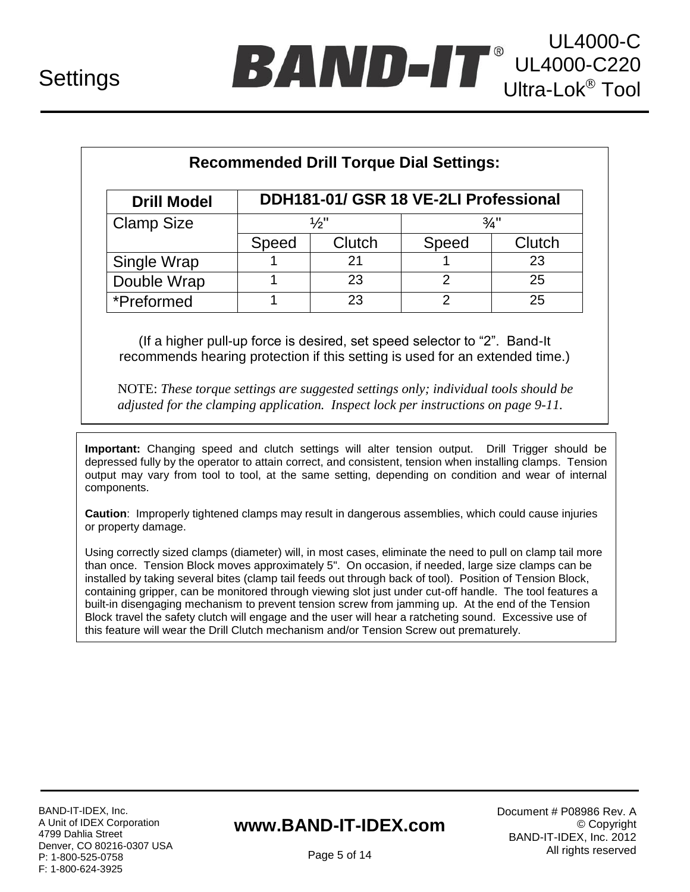# Settings

## Recommended Drill Torque Dial Settings:

| Drill Model | DDH181-01/ GSR 18 VE-2LI Professional | | | |
|---|---|---|---|---|
| Clamp Size | ½" | | ¾" | |
| | Speed | Clutch | Speed | Clutch |
| Single Wrap | 1 | 21 | 1 | 23 |
| Double Wrap | 1 | 23 | 2 | 25 |
| *Preformed | 1 | 23 | 2 | 25 |

(If a higher pull-up force is desired, set speed selector to "2". Band-It recommends hearing protection if this setting is used for an extended time.)

NOTE: *These torque settings are suggested settings only; individual tools should be adjusted for the clamping application. Inspect lock per instructions on page 9-11.*

**Important:** Changing speed and clutch settings will alter tension output. Drill Trigger should be depressed fully by the operator to attain correct, and consistent, tension when installing clamps. Tension output may vary from tool to tool, at the same setting, depending on condition and wear of internal components.

**Caution**: Improperly tightened clamps may result in dangerous assemblies, which could cause injuries or property damage.

Using correctly sized clamps (diameter) will, in most cases, eliminate the need to pull on clamp tail more than once. Tension Block moves approximately 5". On occasion, if needed, large size clamps can be installed by taking several bites (clamp tail feeds out through back of tool). Position of Tension Block, containing gripper, can be monitored through viewing slot just under cut-off handle. The tool features a built-in disengaging mechanism to prevent tension screw from jamming up. At the end of the Tension Block travel the safety clutch will engage and the user will hear a ratcheting sound. Excessive use of this feature will wear the Drill Clutch mechanism and/or Tension Screw out prematurely.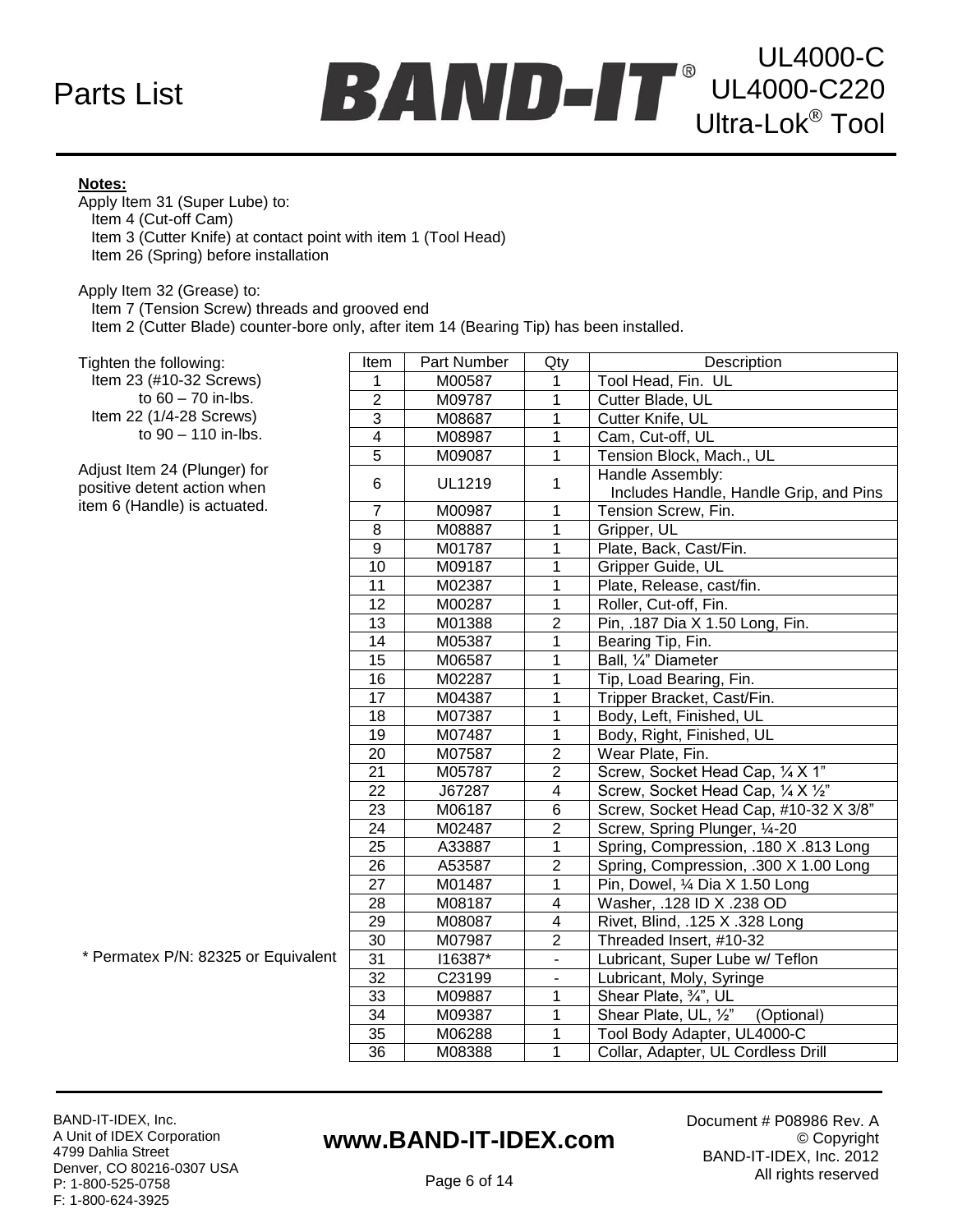# Parts List

## UL4000-C
## UL4000-C220
## Ultra-Lok® Tool

**Notes:**

Apply Item 31 (Super Lube) to:
- Item 4 (Cut-off Cam)
- Item 3 (Cutter Knife) at contact point with item 1 (Tool Head)
- Item 26 (Spring) before installation

Apply Item 32 (Grease) to:
- Item 7 (Tension Screw) threads and grooved end
- Item 2 (Cutter Blade) counter-bore only, after item 14 (Bearing Tip) has been installed.

Tighten the following:
- Item 23 (#10-32 Screws) to 60 – 70 in-lbs.
- Item 22 (1/4-28 Screws) to 90 – 110 in-lbs.

Adjust Item 24 (Plunger) for positive detent action when item 6 (Handle) is actuated.

| Item | Part Number | Qty | Description |
|---|---|---|---|
| 1 | M00587 | 1 | Tool Head, Fin. UL |
| 2 | M09787 | 1 | Cutter Blade, UL |
| 3 | M08687 | 1 | Cutter Knife, UL |
| 4 | M08987 | 1 | Cam, Cut-off, UL |
| 5 | M09087 | 1 | Tension Block, Mach., UL |
| 6 | UL1219 | 1 | Handle Assembly: Includes Handle, Handle Grip, and Pins |
| 7 | M00987 | 1 | Tension Screw, Fin. |
| 8 | M08887 | 1 | Gripper, UL |
| 9 | M01787 | 1 | Plate, Back, Cast/Fin. |
| 10 | M09187 | 1 | Gripper Guide, UL |
| 11 | M02387 | 1 | Plate, Release, cast/fin. |
| 12 | M00287 | 1 | Roller, Cut-off, Fin. |
| 13 | M01388 | 2 | Pin, .187 Dia X 1.50 Long, Fin. |
| 14 | M05387 | 1 | Bearing Tip, Fin. |
| 15 | M06587 | 1 | Ball, ¼" Diameter |
| 16 | M02287 | 1 | Tip, Load Bearing, Fin. |
| 17 | M04387 | 1 | Tripper Bracket, Cast/Fin. |
| 18 | M07387 | 1 | Body, Left, Finished, UL |
| 19 | M07487 | 1 | Body, Right, Finished, UL |
| 20 | M07587 | 2 | Wear Plate, Fin. |
| 21 | M05787 | 2 | Screw, Socket Head Cap, ¼ X 1" |
| 22 | J67287 | 4 | Screw, Socket Head Cap, ¼ X ½" |
| 23 | M06187 | 6 | Screw, Socket Head Cap, #10-32 X 3/8" |
| 24 | M02487 | 2 | Screw, Spring Plunger, ¼-20 |
| 25 | A33887 | 1 | Spring, Compression, .180 X .813 Long |
| 26 | A53587 | 2 | Spring, Compression, .300 X 1.00 Long |
| 27 | M01487 | 1 | Pin, Dowel, ¼ Dia X 1.50 Long |
| 28 | M08187 | 4 | Washer, .128 ID X .238 OD |
| 29 | M08087 | 4 | Rivet, Blind, .125 X .328 Long |
| 30 | M07987 | 2 | Threaded Insert, #10-32 |
| 31 | I16387* | - | Lubricant, Super Lube w/ Teflon |
| 32 | C23199 | - | Lubricant, Moly, Syringe |
| 33 | M09887 | 1 | Shear Plate, ¾", UL |
| 34 | M09387 | 1 | Shear Plate, UL, ½" (Optional) |
| 35 | M06288 | 1 | Tool Body Adapter, UL4000-C |
| 36 | M08388 | 1 | Collar, Adapter, UL Cordless Drill |

\* Permatex P/N: 82325 or Equivalent

BAND-IT-IDEX, Inc.
A Unit of IDEX Corporation
4799 Dahlia Street
Denver, CO 80216-0307 USA
P: 1-800-525-0758
F: 1-800-624-3925

**www.BAND-IT-IDEX.com**

Document # P08986 Rev. A
© Copyright BAND-IT-IDEX, Inc. 2012
All rights reserved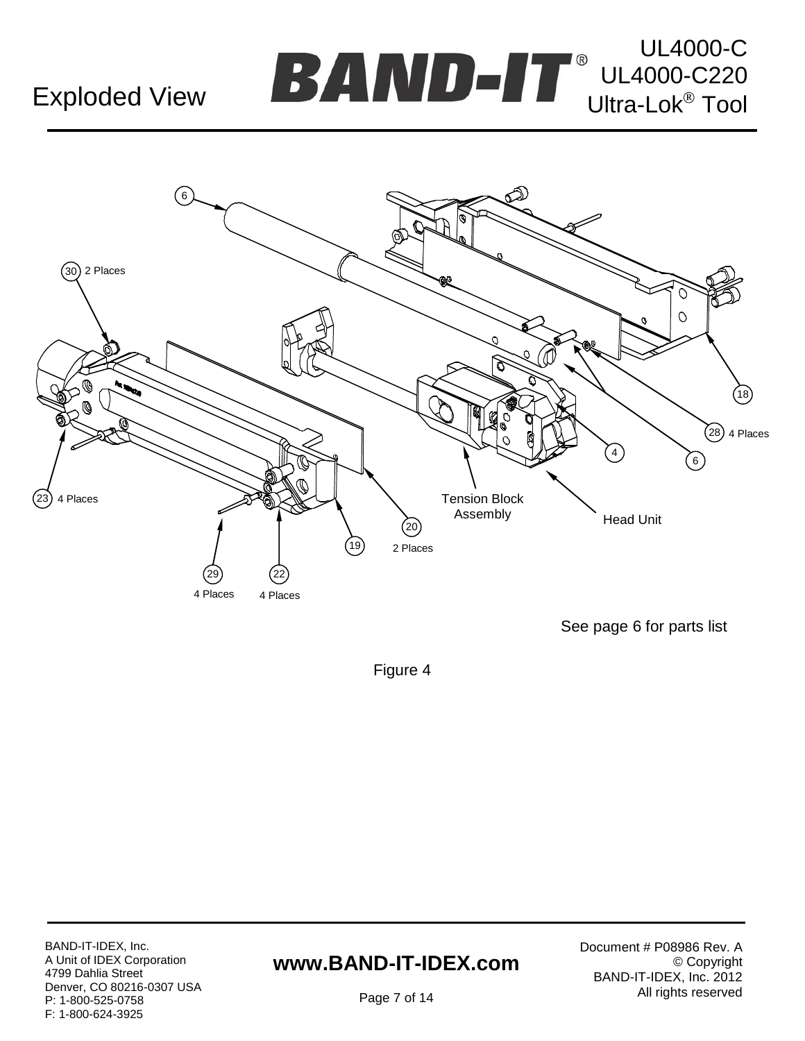# Exploded View

UL4000-C
UL4000-C220
Ultra-Lok® Tool

6

30 2 Places

18

28 4 Places

4

6

23 4 Places

Tension Block Assembly

Head Unit

20

19

2 Places

29

22

4 Places

4 Places

See page 6 for parts list

Figure 4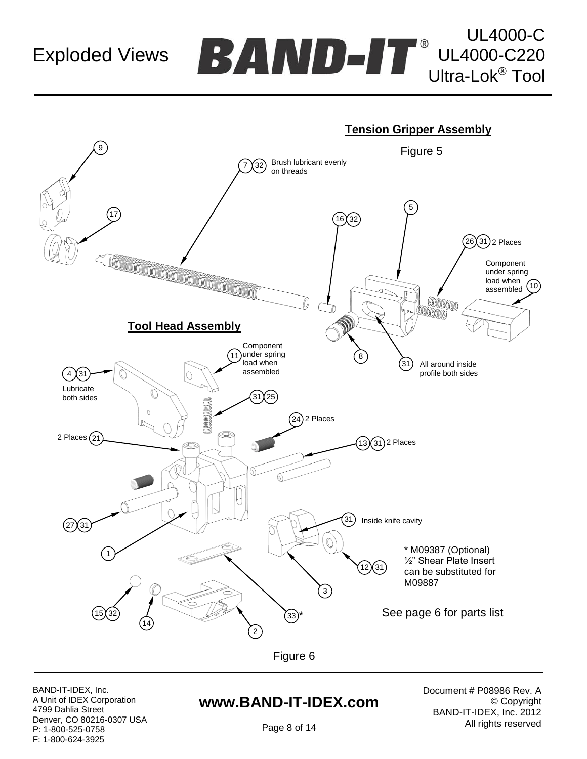# Exploded Views

**BAND-IT®** UL4000-C UL4000-C220 Ultra-Lok® Tool

## Tension Gripper Assembly

Figure 5

9

17

7 32 Brush lubricant evenly on threads

16 32

5

26 31 2 Places

Component under spring load when assembled 10

8

31 All around inside profile both sides

## Tool Head Assembly

11 Component under spring load when assembled

4 31

Lubricate both sides

31 25

24 2 Places

2 Places 21

13 31 2 Places

27 31

31 Inside knife cavity

1

* M09387 (Optional) ½" Shear Plate Insert can be substituted for M09887

12 31

3

15 32

14

33*

2

See page 6 for parts list

Figure 6

BAND-IT-IDEX, Inc.
A Unit of IDEX Corporation
4799 Dahlia Street
Denver, CO 80216-0307 USA
P: 1-800-525-0758
F: 1-800-624-3925

**www.BAND-IT-IDEX.com**

Document # P08986 Rev. A
© Copyright
BAND-IT-IDEX, Inc. 2012
All rights reserved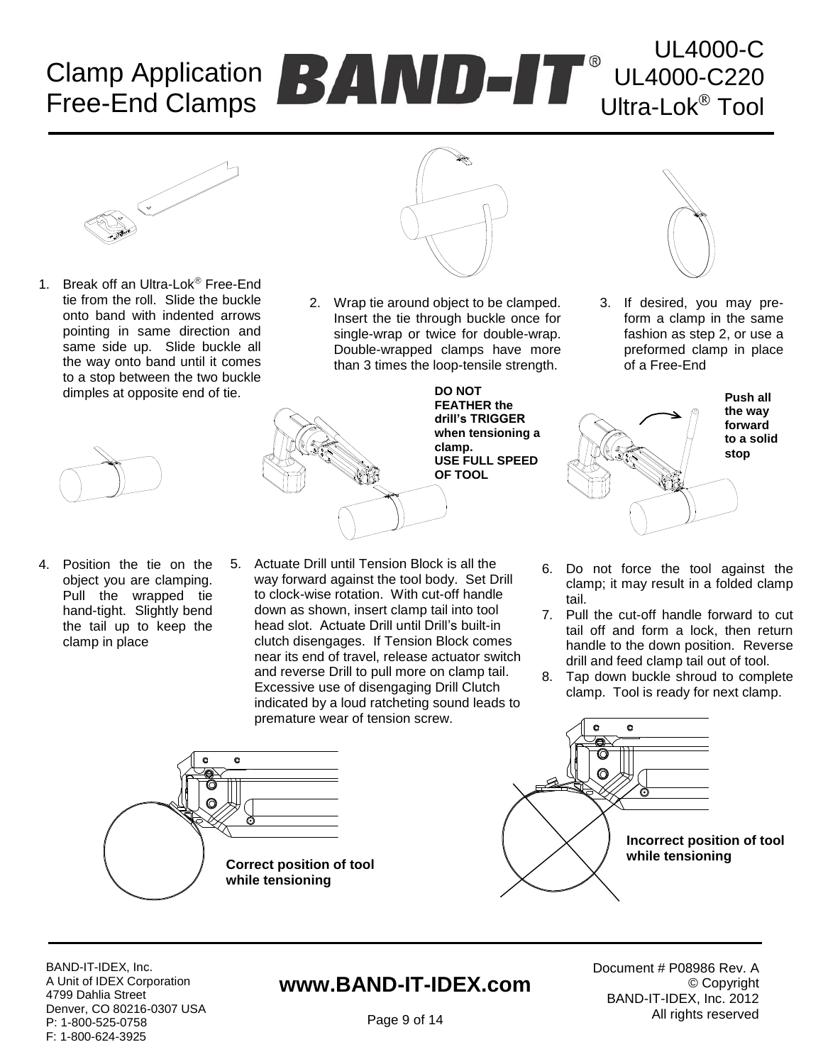# Clamp Application Free-End Clamps

## BAND-IT® UL4000-C UL4000-C220 Ultra-Lok® Tool

1. Break off an Ultra-Lok® Free-End tie from the roll. Slide the buckle onto band with indented arrows pointing in same direction and same side up. Slide buckle all the way onto band until it comes to a stop between the two buckle dimples at opposite end of tie.

2. Wrap tie around object to be clamped. Insert the tie through buckle once for single-wrap or twice for double-wrap. Double-wrapped clamps have more than 3 times the loop-tensile strength.

3. If desired, you may pre-form a clamp in the same fashion as step 2, or use a preformed clamp in place of a Free-End

**DO NOT FEATHER the drill's TRIGGER when tensioning a clamp. USE FULL SPEED OF TOOL**

**Push all the way forward to a solid stop**

4. Position the tie on the object you are clamping. Pull the wrapped tie hand-tight. Slightly bend the tail up to keep the clamp in place

5. Actuate Drill until Tension Block is all the way forward against the tool body. Set Drill to clock-wise rotation. With cut-off handle down as shown, insert clamp tail into tool head slot. Actuate Drill until Drill's built-in clutch disengages. If Tension Block comes near its end of travel, release actuator switch and reverse Drill to pull more on clamp tail. Excessive use of disengaging Drill Clutch indicated by a loud ratcheting sound leads to premature wear of tension screw.

6. Do not force the tool against the clamp; it may result in a folded clamp tail.
7. Pull the cut-off handle forward to cut tail off and form a lock, then return handle to the down position. Reverse drill and feed clamp tail out of tool.
8. Tap down buckle shroud to complete clamp. Tool is ready for next clamp.

**Correct position of tool while tensioning**

**Incorrect position of tool while tensioning**

BAND-IT-IDEX, Inc.
A Unit of IDEX Corporation
4799 Dahlia Street
Denver, CO 80216-0307 USA
P: 1-800-525-0758
F: 1-800-624-3925

**www.BAND-IT-IDEX.com**

Document # P08986 Rev. A
© Copyright
BAND-IT-IDEX, Inc. 2012
All rights reserved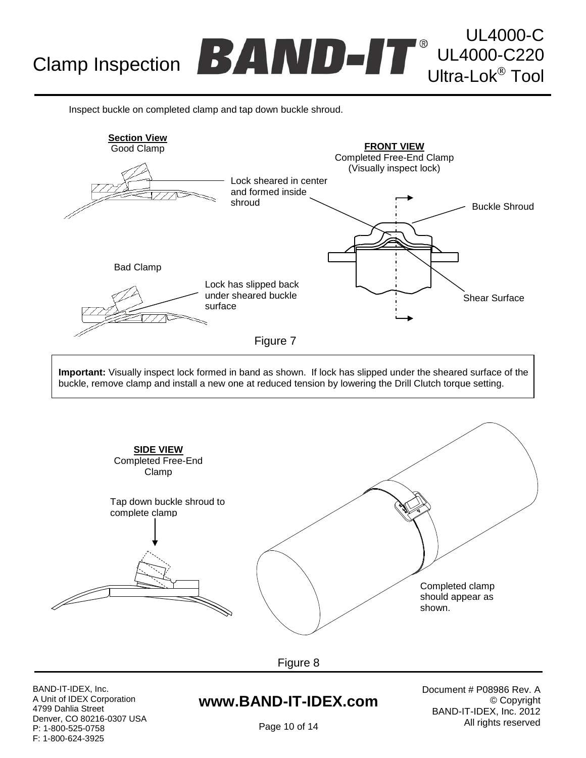# Clamp Inspection

Inspect buckle on completed clamp and tap down buckle shroud.

**Section View**
Good Clamp

Lock sheared in center and formed inside shroud

**FRONT VIEW**
Completed Free-End Clamp
(Visually inspect lock)

Buckle Shroud

Bad Clamp

Lock has slipped back under sheared buckle surface

Shear Surface

Figure 7

**Important:** Visually inspect lock formed in band as shown. If lock has slipped under the sheared surface of the buckle, remove clamp and install a new one at reduced tension by lowering the Drill Clutch torque setting.

**SIDE VIEW**
Completed Free-End Clamp

Tap down buckle shroud to complete clamp

Completed clamp should appear as shown.

Figure 8

BAND-IT-IDEX, Inc.
A Unit of IDEX Corporation
4799 Dahlia Street
Denver, CO 80216-0307 USA
P: 1-800-525-0758
F: 1-800-624-3925

**www.BAND-IT-IDEX.com**

Document # P08986 Rev. A
© Copyright
BAND-IT-IDEX, Inc. 2012
All rights reserved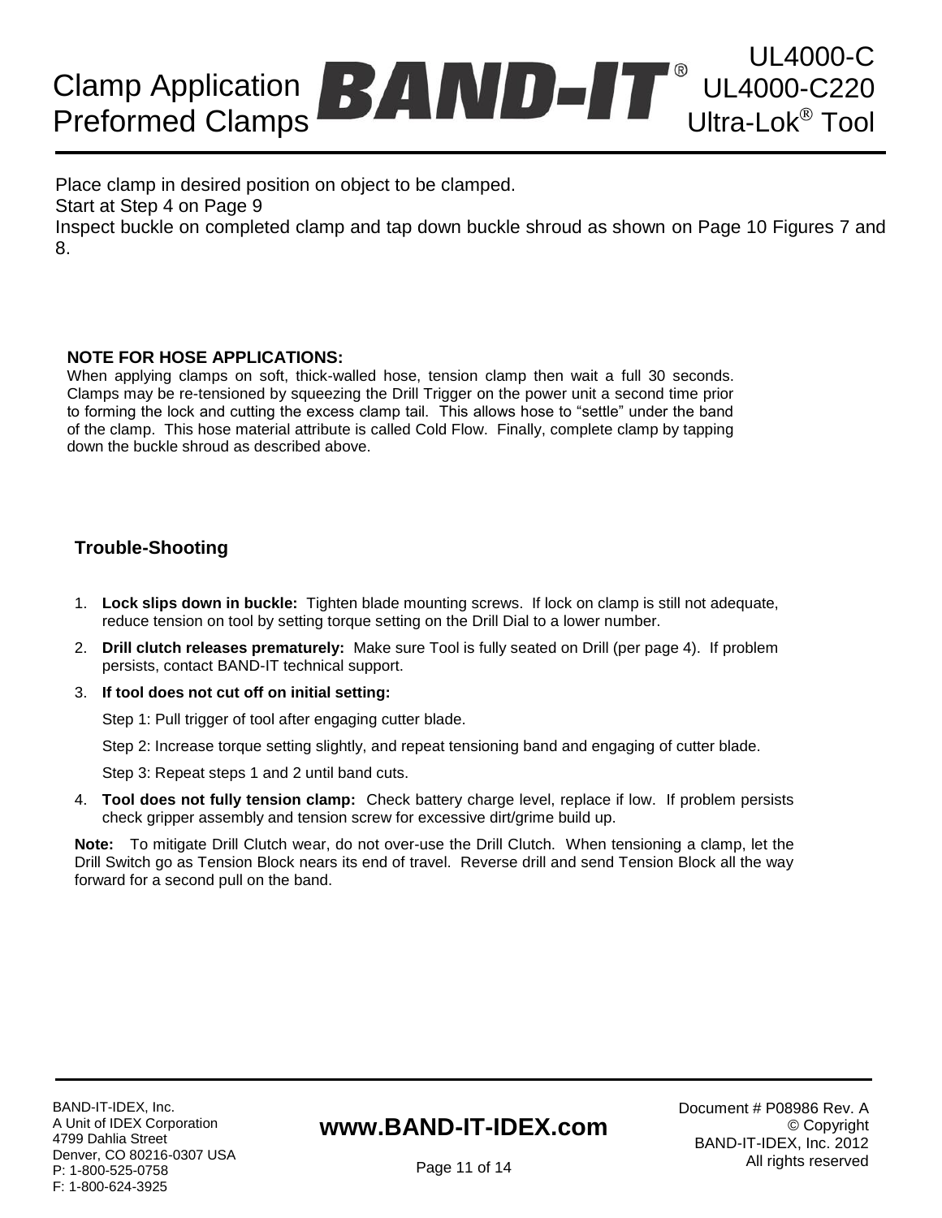Place clamp in desired position on object to be clamped.
Start at Step 4 on Page 9
Inspect buckle on completed clamp and tap down buckle shroud as shown on Page 10 Figures 7 and 8.

**NOTE FOR HOSE APPLICATIONS:**
When applying clamps on soft, thick-walled hose, tension clamp then wait a full 30 seconds. Clamps may be re-tensioned by squeezing the Drill Trigger on the power unit a second time prior to forming the lock and cutting the excess clamp tail. This allows hose to "settle" under the band of the clamp. This hose material attribute is called Cold Flow. Finally, complete clamp by tapping down the buckle shroud as described above.

## Trouble-Shooting

1. **Lock slips down in buckle:** Tighten blade mounting screws. If lock on clamp is still not adequate, reduce tension on tool by setting torque setting on the Drill Dial to a lower number.
2. **Drill clutch releases prematurely:** Make sure Tool is fully seated on Drill (per page 4). If problem persists, contact BAND-IT technical support.
3. **If tool does not cut off on initial setting:**

   Step 1: Pull trigger of tool after engaging cutter blade.

   Step 2: Increase torque setting slightly, and repeat tensioning band and engaging of cutter blade.

   Step 3: Repeat steps 1 and 2 until band cuts.
4. **Tool does not fully tension clamp:** Check battery charge level, replace if low. If problem persists check gripper assembly and tension screw for excessive dirt/grime build up.

**Note:** To mitigate Drill Clutch wear, do not over-use the Drill Clutch. When tensioning a clamp, let the Drill Switch go as Tension Block nears its end of travel. Reverse drill and send Tension Block all the way forward for a second pull on the band.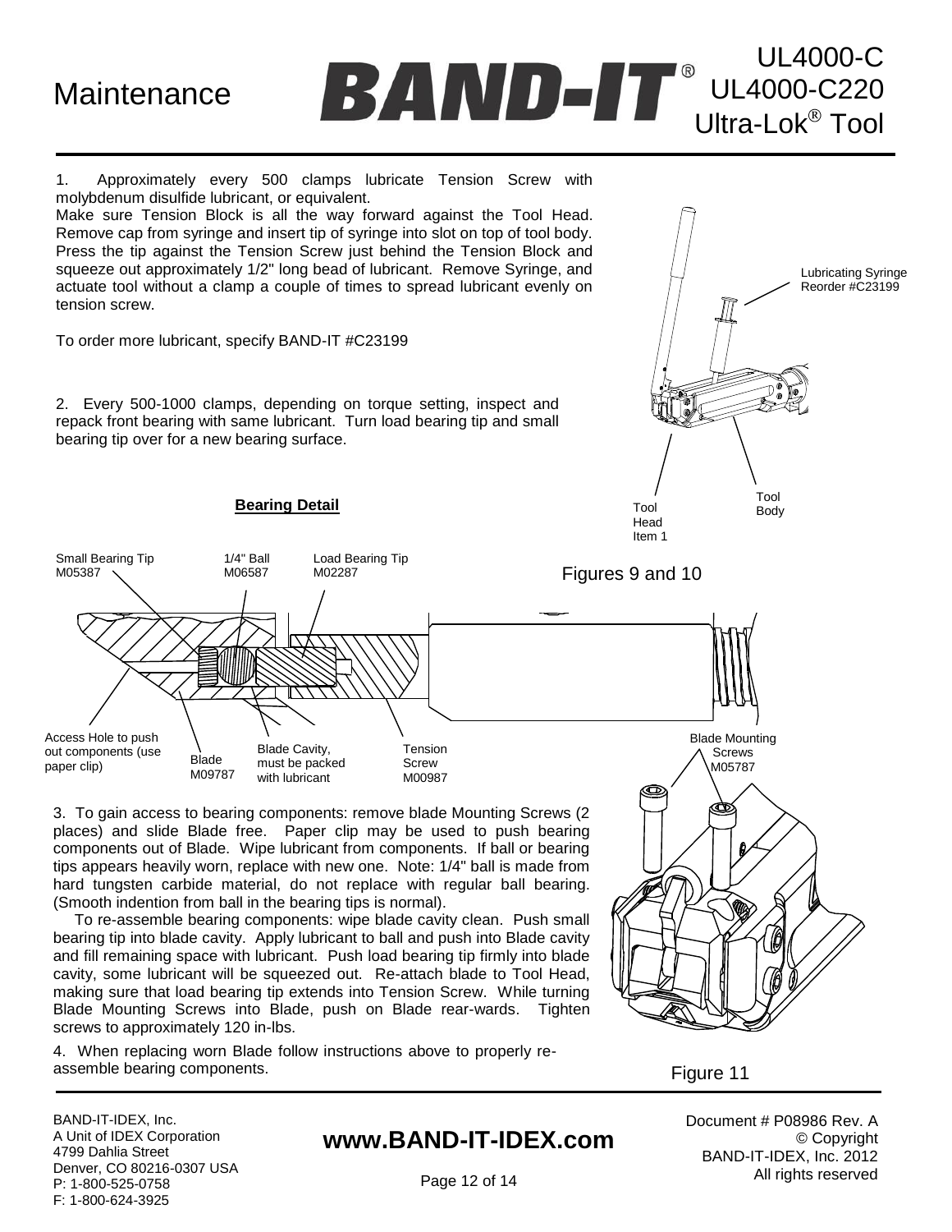# Maintenance

UL4000-C
UL4000-C220
Ultra-Lok® Tool

1. Approximately every 500 clamps lubricate Tension Screw with molybdenum disulfide lubricant, or equivalent.
Make sure Tension Block is all the way forward against the Tool Head. Remove cap from syringe and insert tip of syringe into slot on top of tool body. Press the tip against the Tension Screw just behind the Tension Block and squeeze out approximately 1/2" long bead of lubricant. Remove Syringe, and actuate tool without a clamp a couple of times to spread lubricant evenly on tension screw.

To order more lubricant, specify BAND-IT #C23199

2. Every 500-1000 clamps, depending on torque setting, inspect and repack front bearing with same lubricant. Turn load bearing tip and small bearing tip over for a new bearing surface.

Lubricating Syringe Reorder #C23199

Tool Head Item 1

Tool Body

**Bearing Detail**

Small Bearing Tip M05387

1/4" Ball M06587

Load Bearing Tip M02287

Figures 9 and 10

Access Hole to push out components (use paper clip)

Blade M09787

Blade Cavity, must be packed with lubricant

Tension Screw M00987

Blade Mounting Screws M05787

3. To gain access to bearing components: remove blade Mounting Screws (2 places) and slide Blade free. Paper clip may be used to push bearing components out of Blade. Wipe lubricant from components. If ball or bearing tips appears heavily worn, replace with new one. Note: 1/4" ball is made from hard tungsten carbide material, do not replace with regular ball bearing. (Smooth indention from ball in the bearing tips is normal).

To re-assemble bearing components: wipe blade cavity clean. Push small bearing tip into blade cavity. Apply lubricant to ball and push into Blade cavity and fill remaining space with lubricant. Push load bearing tip firmly into blade cavity, some lubricant will be squeezed out. Re-attach blade to Tool Head, making sure that load bearing tip extends into Tension Screw. While turning Blade Mounting Screws into Blade, push on Blade rear-wards. Tighten screws to approximately 120 in-lbs.

4. When replacing worn Blade follow instructions above to properly re-assemble bearing components.

Figure 11

BAND-IT-IDEX, Inc.
A Unit of IDEX Corporation
4799 Dahlia Street
Denver, CO 80216-0307 USA
P: 1-800-525-0758
F: 1-800-624-3925

**www.BAND-IT-IDEX.com**

Document # P08986 Rev. A
© Copyright
BAND-IT-IDEX, Inc. 2012
All rights reserved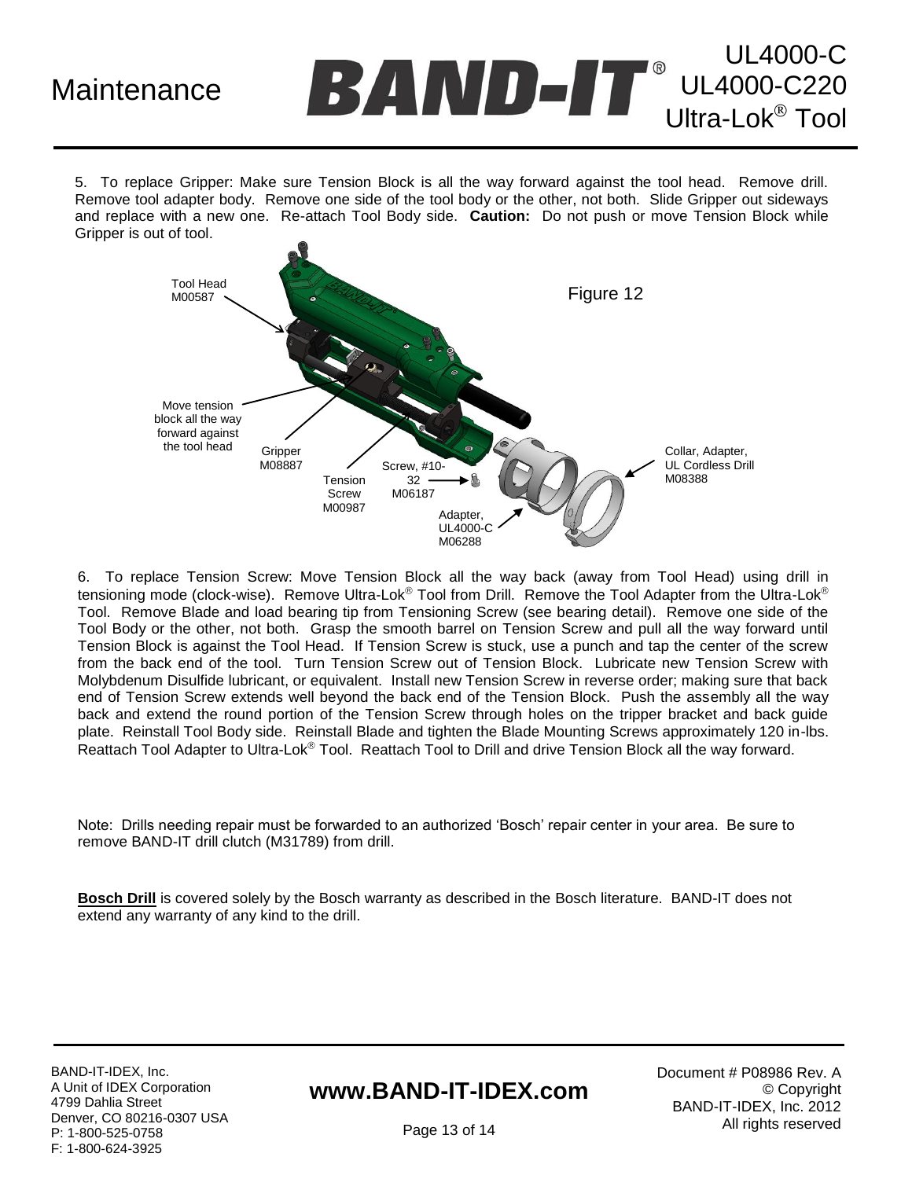5. To replace Gripper: Make sure Tension Block is all the way forward against the tool head. Remove drill. Remove tool adapter body. Remove one side of the tool body or the other, not both. Slide Gripper out sideways and replace with a new one. Re-attach Tool Body side. **Caution:** Do not push or move Tension Block while Gripper is out of tool.

Tool Head M00587

Move tension block all the way forward against the tool head

Gripper M08887

Tension Screw M00987

Screw, #10-32 M06187

Adapter, UL4000-C M06288

Collar, Adapter, UL Cordless Drill M08388

Figure 12

6. To replace Tension Screw: Move Tension Block all the way back (away from Tool Head) using drill in tensioning mode (clock-wise). Remove Ultra-Lok® Tool from Drill. Remove the Tool Adapter from the Ultra-Lok® Tool. Remove Blade and load bearing tip from Tensioning Screw (see bearing detail). Remove one side of the Tool Body or the other, not both. Grasp the smooth barrel on Tension Screw and pull all the way forward until Tension Block is against the Tool Head. If Tension Screw is stuck, use a punch and tap the center of the screw from the back end of the tool. Turn Tension Screw out of Tension Block. Lubricate new Tension Screw with Molybdenum Disulfide lubricant, or equivalent. Install new Tension Screw in reverse order; making sure that back end of Tension Screw extends well beyond the back end of the Tension Block. Push the assembly all the way back and extend the round portion of the Tension Screw through holes on the tripper bracket and back guide plate. Reinstall Tool Body side. Reinstall Blade and tighten the Blade Mounting Screws approximately 120 in-lbs. Reattach Tool Adapter to Ultra-Lok® Tool. Reattach Tool to Drill and drive Tension Block all the way forward.

Note: Drills needing repair must be forwarded to an authorized 'Bosch' repair center in your area. Be sure to remove BAND-IT drill clutch (M31789) from drill.

**Bosch Drill** is covered solely by the Bosch warranty as described in the Bosch literature. BAND-IT does not extend any warranty of any kind to the drill.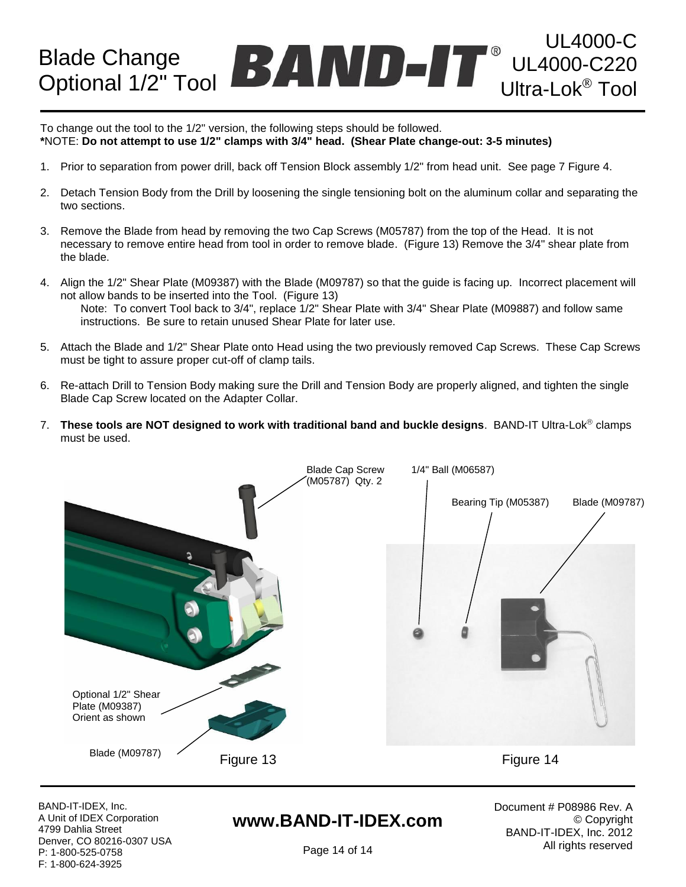# Blade Change Optional 1/2" Tool

To change out the tool to the 1/2" version, the following steps should be followed.
***NOTE: Do not attempt to use 1/2" clamps with 3/4" head. (Shear Plate change-out: 3-5 minutes)**

1. Prior to separation from power drill, back off Tension Block assembly 1/2" from head unit. See page 7 Figure 4.
2. Detach Tension Body from the Drill by loosening the single tensioning bolt on the aluminum collar and separating the two sections.
3. Remove the Blade from head by removing the two Cap Screws (M05787) from the top of the Head. It is not necessary to remove entire head from tool in order to remove blade. (Figure 13) Remove the 3/4" shear plate from the blade.
4. Align the 1/2" Shear Plate (M09387) with the Blade (M09787) so that the guide is facing up. Incorrect placement will not allow bands to be inserted into the Tool. (Figure 13)
   Note: To convert Tool back to 3/4", replace 1/2" Shear Plate with 3/4" Shear Plate (M09887) and follow same instructions. Be sure to retain unused Shear Plate for later use.
5. Attach the Blade and 1/2" Shear Plate onto Head using the two previously removed Cap Screws. These Cap Screws must be tight to assure proper cut-off of clamp tails.
6. Re-attach Drill to Tension Body making sure the Drill and Tension Body are properly aligned, and tighten the single Blade Cap Screw located on the Adapter Collar.
7. **These tools are NOT designed to work with traditional band and buckle designs**. BAND-IT Ultra-Lok® clamps must be used.

Blade Cap Screw (M05787) Qty. 2

Optional 1/2" Shear Plate (M09387) Orient as shown

Blade (M09787)

Figure 13

1/4" Ball (M06587)

Bearing Tip (M05387)

Blade (M09787)

Figure 14

BAND-IT-IDEX, Inc.
A Unit of IDEX Corporation
4799 Dahlia Street
Denver, CO 80216-0307 USA
P: 1-800-525-0758
F: 1-800-624-3925

**www.BAND-IT-IDEX.com**

Document # P08986 Rev. A
© Copyright
BAND-IT-IDEX, Inc. 2012
All rights reserved